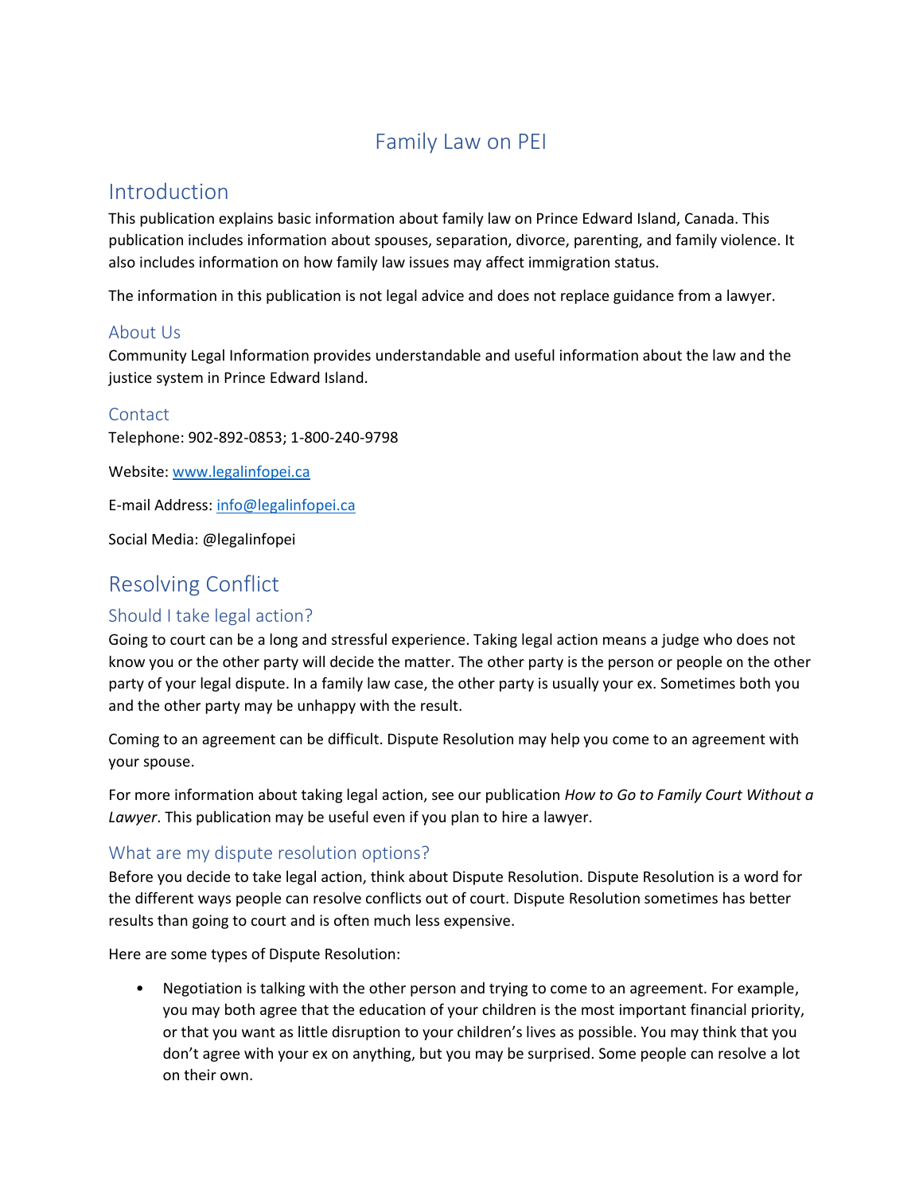# Family Law on PEI

## Introduction

This publication explains basic information about family law on Prince Edward Island, Canada. This publication includes information about spouses, separation, divorce, parenting, and family violence. It also includes information on how family law issues may affect immigration status.

The information in this publication is not legal advice and does not replace guidance from a lawyer.

### About Us

Community Legal Information provides understandable and useful information about the law and the justice system in Prince Edward Island.

### Contact

Telephone: 902-892-0853; 1-800-240-9798

Website: [www.legalinfopei.ca](http://www.legalinfopei.ca)

E-mail Address: [info@legalinfopei.ca](mailto:info@legalinfopei.ca)

Social Media: @legalinfopei

## Resolving Conflict

### Should I take legal action?

Going to court can be a long and stressful experience. Taking legal action means a judge who does not know you or the other party will decide the matter. The other party is the person or people on the other party of your legal dispute. In a family law case, the other party is usually your ex. Sometimes both you and the other party may be unhappy with the result.

Coming to an agreement can be difficult. Dispute Resolution may help you come to an agreement with your spouse.

For more information about taking legal action, see our publication *How to Go to Family Court Without a Lawyer*. This publication may be useful even if you plan to hire a lawyer.

### What are my dispute resolution options?

Before you decide to take legal action, think about Dispute Resolution. Dispute Resolution is a word for the different ways people can resolve conflicts out of court. Dispute Resolution sometimes has better results than going to court and is often much less expensive.

Here are some types of Dispute Resolution:

- Negotiation is talking with the other person and trying to come to an agreement. For example, you may both agree that the education of your children is the most important financial priority, or that you want as little disruption to your children's lives as possible. You may think that you don't agree with your ex on anything, but you may be surprised. Some people can resolve a lot on their own.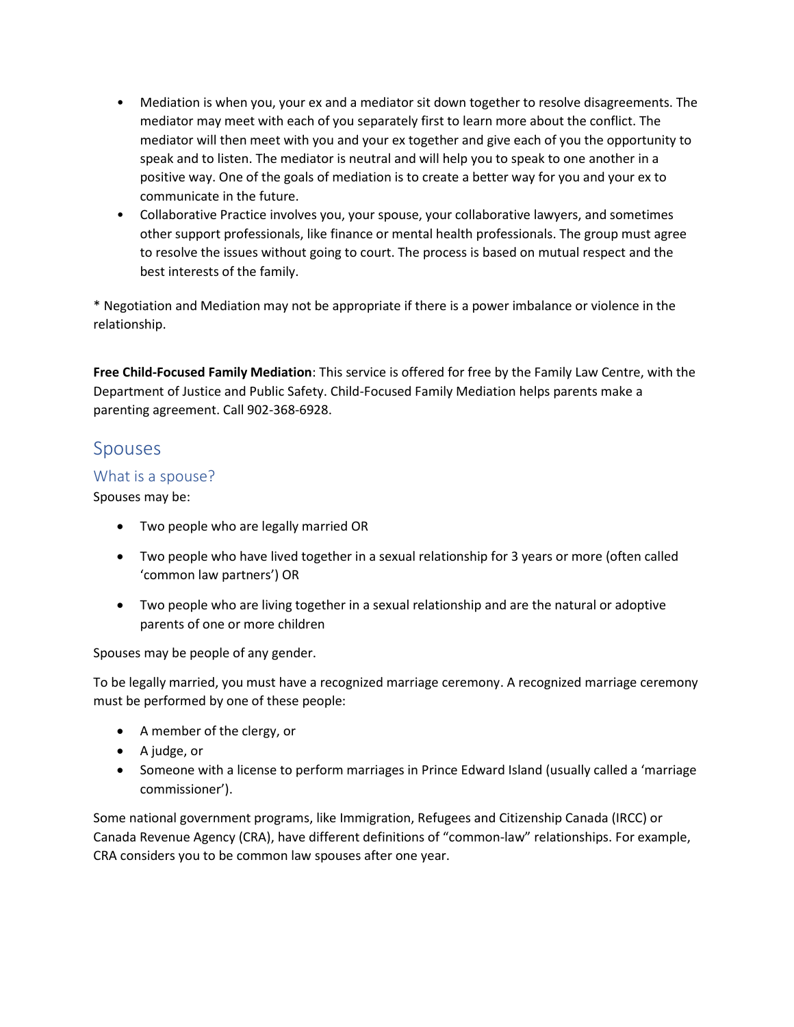- Mediation is when you, your ex and a mediator sit down together to resolve disagreements. The mediator may meet with each of you separately first to learn more about the conflict. The mediator will then meet with you and your ex together and give each of you the opportunity to speak and to listen. The mediator is neutral and will help you to speak to one another in a positive way. One of the goals of mediation is to create a better way for you and your ex to communicate in the future.
- Collaborative Practice involves you, your spouse, your collaborative lawyers, and sometimes other support professionals, like finance or mental health professionals. The group must agree to resolve the issues without going to court. The process is based on mutual respect and the best interests of the family.

* Negotiation and Mediation may not be appropriate if there is a power imbalance or violence in the relationship.

**Free Child-Focused Family Mediation**: This service is offered for free by the Family Law Centre, with the Department of Justice and Public Safety. Child-Focused Family Mediation helps parents make a parenting agreement. Call 902-368-6928.

## Spouses

### What is a spouse?

Spouses may be:

- Two people who are legally married OR
- Two people who have lived together in a sexual relationship for 3 years or more (often called 'common law partners') OR
- Two people who are living together in a sexual relationship and are the natural or adoptive parents of one or more children

Spouses may be people of any gender.

To be legally married, you must have a recognized marriage ceremony. A recognized marriage ceremony must be performed by one of these people:

- A member of the clergy, or
- A judge, or
- Someone with a license to perform marriages in Prince Edward Island (usually called a 'marriage commissioner').

Some national government programs, like Immigration, Refugees and Citizenship Canada (IRCC) or Canada Revenue Agency (CRA), have different definitions of "common-law" relationships. For example, CRA considers you to be common law spouses after one year.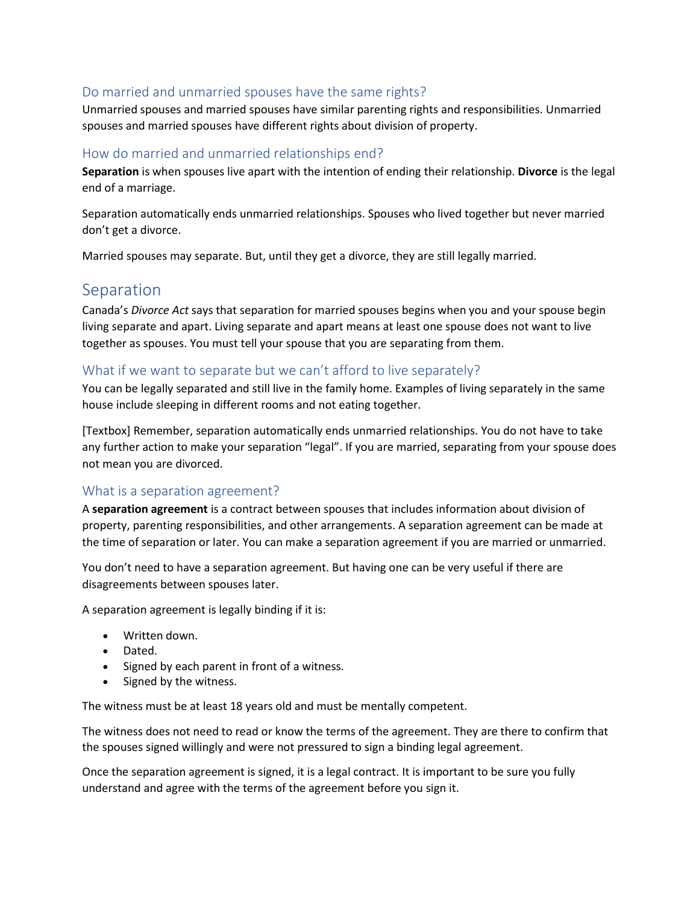### Do married and unmarried spouses have the same rights?

Unmarried spouses and married spouses have similar parenting rights and responsibilities. Unmarried spouses and married spouses have different rights about division of property.

### How do married and unmarried relationships end?

**Separation** is when spouses live apart with the intention of ending their relationship. **Divorce** is the legal end of a marriage.

Separation automatically ends unmarried relationships. Spouses who lived together but never married don't get a divorce.

Married spouses may separate. But, until they get a divorce, they are still legally married.

## Separation

Canada's *Divorce Act* says that separation for married spouses begins when you and your spouse begin living separate and apart. Living separate and apart means at least one spouse does not want to live together as spouses. You must tell your spouse that you are separating from them.

### What if we want to separate but we can't afford to live separately?

You can be legally separated and still live in the family home. Examples of living separately in the same house include sleeping in different rooms and not eating together.

[Textbox] Remember, separation automatically ends unmarried relationships. You do not have to take any further action to make your separation "legal". If you are married, separating from your spouse does not mean you are divorced.

### What is a separation agreement?

A **separation agreement** is a contract between spouses that includes information about division of property, parenting responsibilities, and other arrangements. A separation agreement can be made at the time of separation or later. You can make a separation agreement if you are married or unmarried.

You don't need to have a separation agreement. But having one can be very useful if there are disagreements between spouses later.

A separation agreement is legally binding if it is:

- Written down.
- Dated.
- Signed by each parent in front of a witness.
- Signed by the witness.

The witness must be at least 18 years old and must be mentally competent.

The witness does not need to read or know the terms of the agreement. They are there to confirm that the spouses signed willingly and were not pressured to sign a binding legal agreement.

Once the separation agreement is signed, it is a legal contract. It is important to be sure you fully understand and agree with the terms of the agreement before you sign it.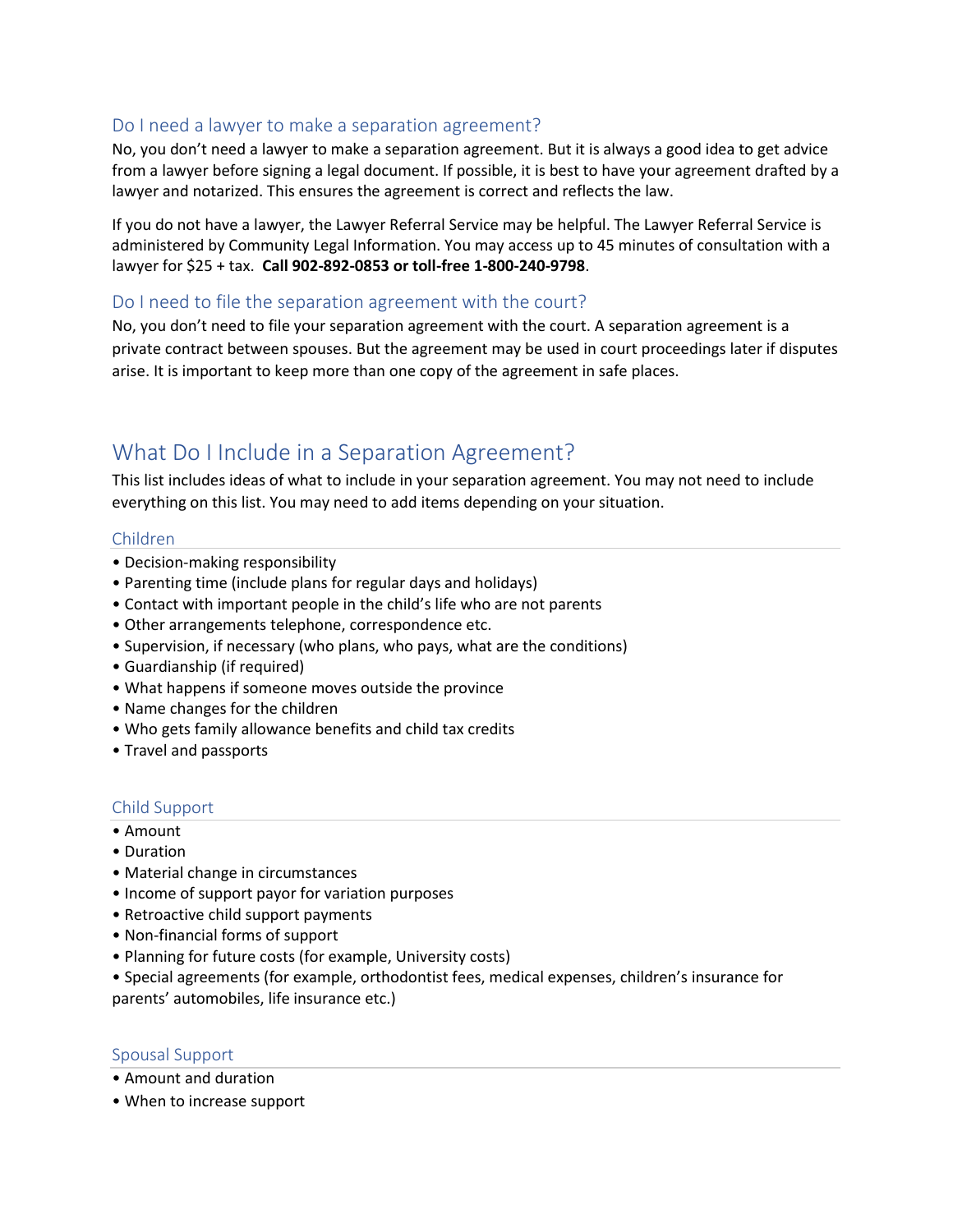### Do I need a lawyer to make a separation agreement?

No, you don't need a lawyer to make a separation agreement. But it is always a good idea to get advice from a lawyer before signing a legal document. If possible, it is best to have your agreement drafted by a lawyer and notarized. This ensures the agreement is correct and reflects the law.

If you do not have a lawyer, the Lawyer Referral Service may be helpful. The Lawyer Referral Service is administered by Community Legal Information. You may access up to 45 minutes of consultation with a lawyer for $25 + tax. **Call 902-892-0853 or toll-free 1-800-240-9798**.

### Do I need to file the separation agreement with the court?

No, you don't need to file your separation agreement with the court. A separation agreement is a private contract between spouses. But the agreement may be used in court proceedings later if disputes arise. It is important to keep more than one copy of the agreement in safe places.

## What Do I Include in a Separation Agreement?

This list includes ideas of what to include in your separation agreement. You may not need to include everything on this list. You may need to add items depending on your situation.

### Children

- Decision-making responsibility
- Parenting time (include plans for regular days and holidays)
- Contact with important people in the child's life who are not parents
- Other arrangements telephone, correspondence etc.
- Supervision, if necessary (who plans, who pays, what are the conditions)
- Guardianship (if required)
- What happens if someone moves outside the province
- Name changes for the children
- Who gets family allowance benefits and child tax credits
- Travel and passports

### Child Support

- Amount
- Duration
- Material change in circumstances
- Income of support payor for variation purposes
- Retroactive child support payments
- Non-financial forms of support
- Planning for future costs (for example, University costs)
- Special agreements (for example, orthodontist fees, medical expenses, children's insurance for parents' automobiles, life insurance etc.)

### Spousal Support

- Amount and duration
- When to increase support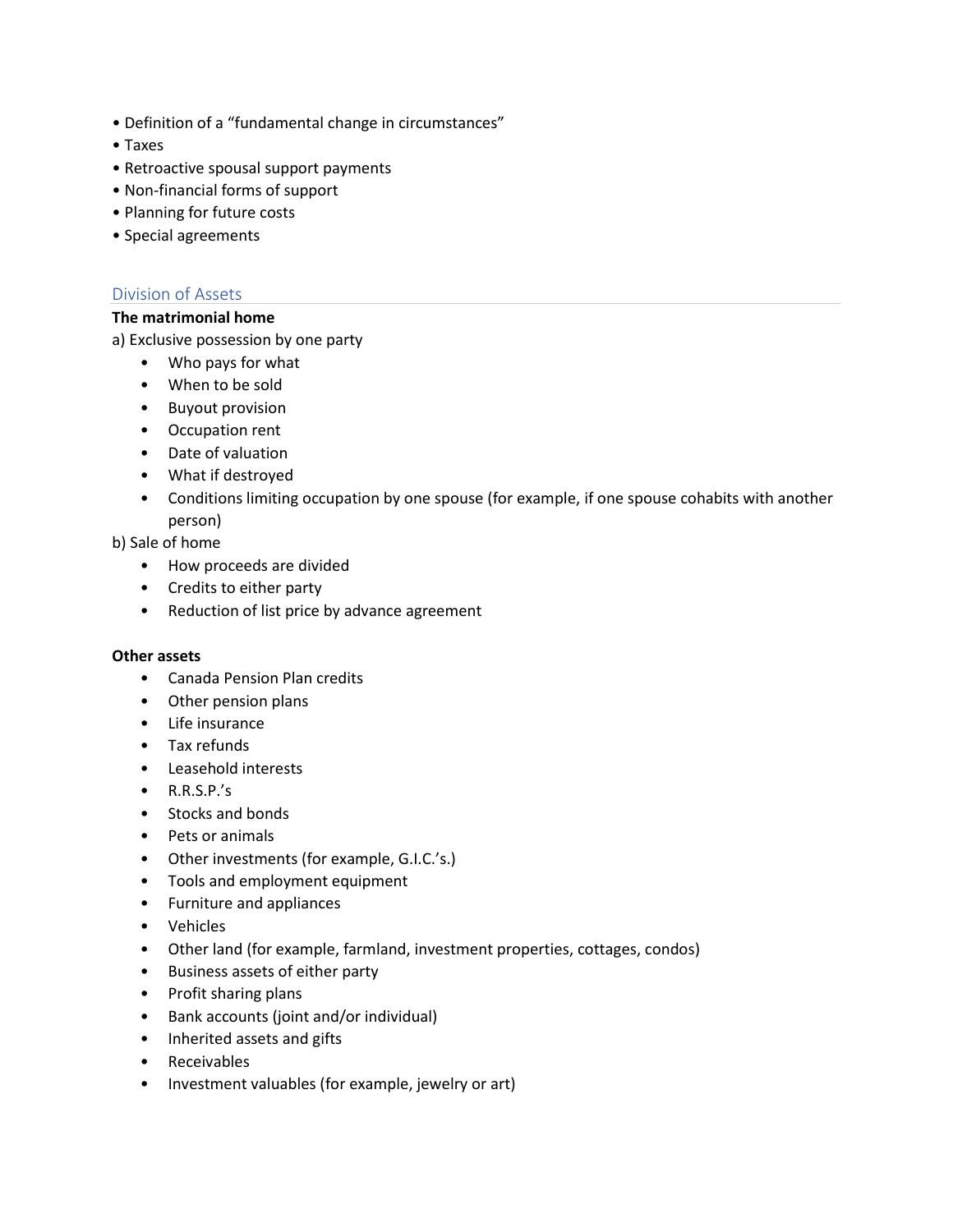- Definition of a “fundamental change in circumstances”
- Taxes
- Retroactive spousal support payments
- Non-financial forms of support
- Planning for future costs
- Special agreements

## Division of Assets

**The matrimonial home**

a) Exclusive possession by one party

- Who pays for what
- When to be sold
- Buyout provision
- Occupation rent
- Date of valuation
- What if destroyed
- Conditions limiting occupation by one spouse (for example, if one spouse cohabits with another person)

b) Sale of home

- How proceeds are divided
- Credits to either party
- Reduction of list price by advance agreement

**Other assets**

- Canada Pension Plan credits
- Other pension plans
- Life insurance
- Tax refunds
- Leasehold interests
- R.R.S.P.’s
- Stocks and bonds
- Pets or animals
- Other investments (for example, G.I.C.’s.)
- Tools and employment equipment
- Furniture and appliances
- Vehicles
- Other land (for example, farmland, investment properties, cottages, condos)
- Business assets of either party
- Profit sharing plans
- Bank accounts (joint and/or individual)
- Inherited assets and gifts
- Receivables
- Investment valuables (for example, jewelry or art)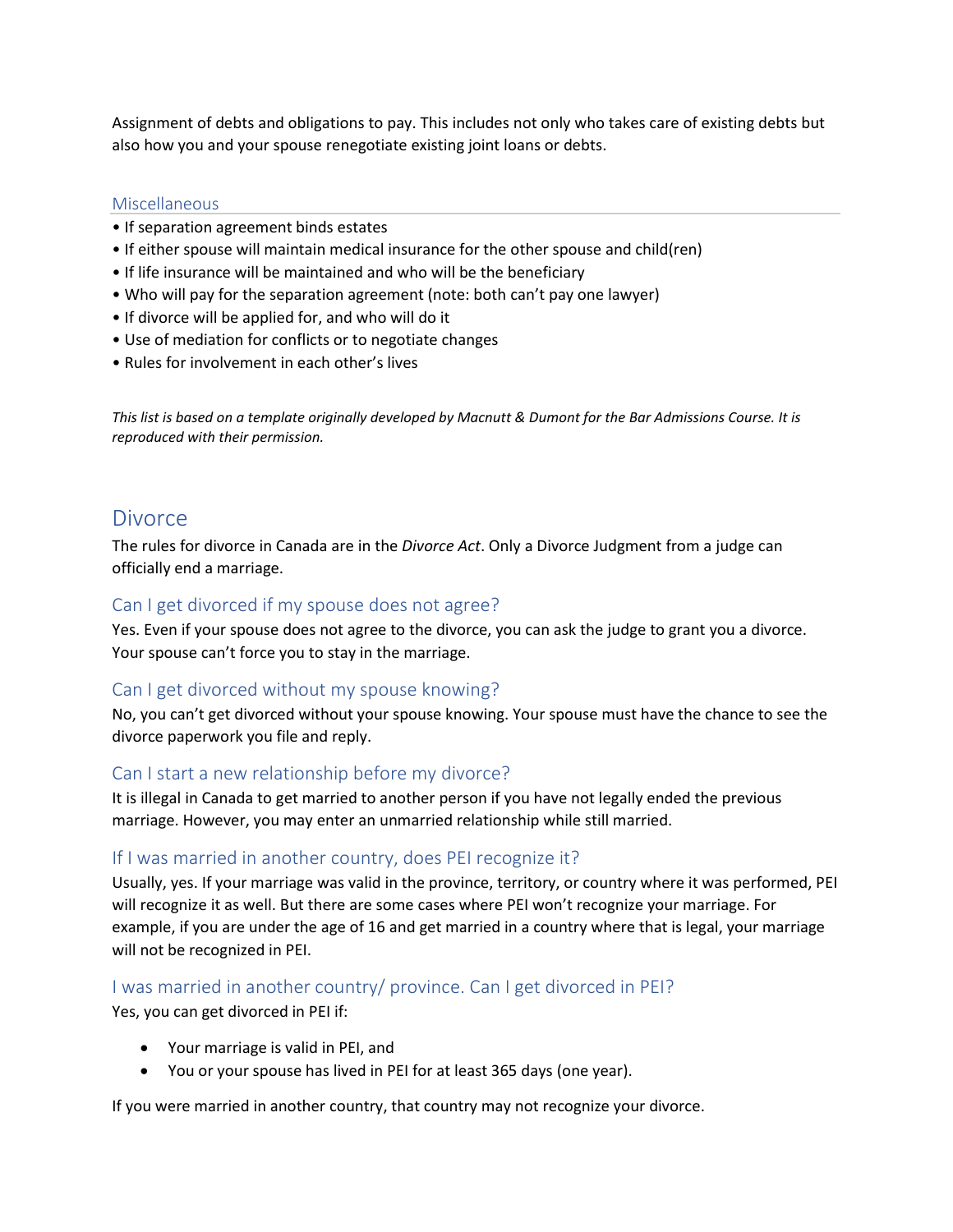Assignment of debts and obligations to pay. This includes not only who takes care of existing debts but also how you and your spouse renegotiate existing joint loans or debts.

### Miscellaneous

- If separation agreement binds estates
- If either spouse will maintain medical insurance for the other spouse and child(ren)
- If life insurance will be maintained and who will be the beneficiary
- Who will pay for the separation agreement (note: both can't pay one lawyer)
- If divorce will be applied for, and who will do it
- Use of mediation for conflicts or to negotiate changes
- Rules for involvement in each other's lives

*This list is based on a template originally developed by Macnutt & Dumont for the Bar Admissions Course. It is reproduced with their permission.*

## Divorce

The rules for divorce in Canada are in the *Divorce Act*. Only a Divorce Judgment from a judge can officially end a marriage.

### Can I get divorced if my spouse does not agree?

Yes. Even if your spouse does not agree to the divorce, you can ask the judge to grant you a divorce. Your spouse can't force you to stay in the marriage.

### Can I get divorced without my spouse knowing?

No, you can't get divorced without your spouse knowing. Your spouse must have the chance to see the divorce paperwork you file and reply.

### Can I start a new relationship before my divorce?

It is illegal in Canada to get married to another person if you have not legally ended the previous marriage. However, you may enter an unmarried relationship while still married.

### If I was married in another country, does PEI recognize it?

Usually, yes. If your marriage was valid in the province, territory, or country where it was performed, PEI will recognize it as well. But there are some cases where PEI won't recognize your marriage. For example, if you are under the age of 16 and get married in a country where that is legal, your marriage will not be recognized in PEI.

### I was married in another country/ province. Can I get divorced in PEI?

Yes, you can get divorced in PEI if:

- Your marriage is valid in PEI, and
- You or your spouse has lived in PEI for at least 365 days (one year).

If you were married in another country, that country may not recognize your divorce.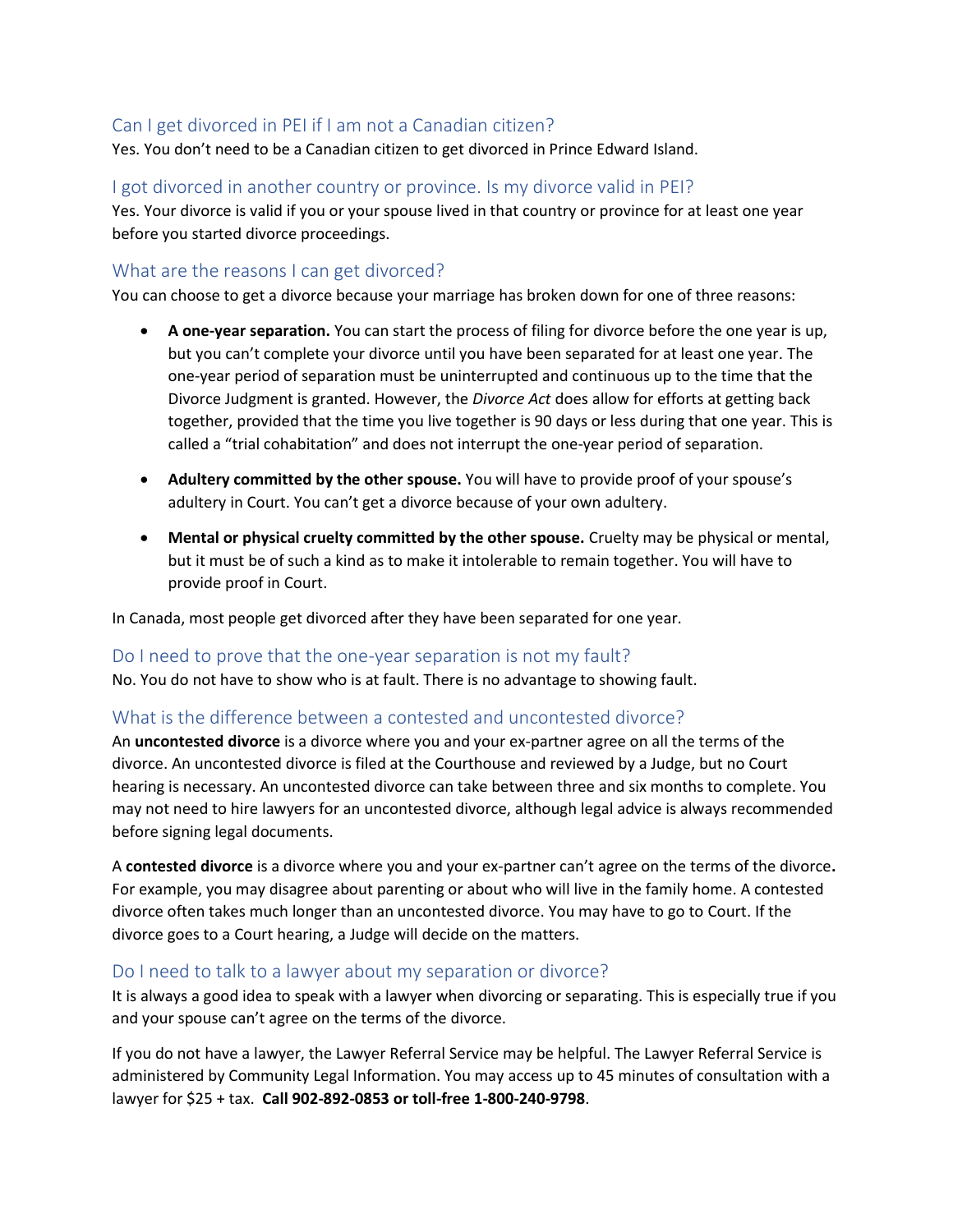## Can I get divorced in PEI if I am not a Canadian citizen?

Yes. You don't need to be a Canadian citizen to get divorced in Prince Edward Island.

## I got divorced in another country or province. Is my divorce valid in PEI?

Yes. Your divorce is valid if you or your spouse lived in that country or province for at least one year before you started divorce proceedings.

## What are the reasons I can get divorced?

You can choose to get a divorce because your marriage has broken down for one of three reasons:

- **A one-year separation.** You can start the process of filing for divorce before the one year is up, but you can't complete your divorce until you have been separated for at least one year. The one-year period of separation must be uninterrupted and continuous up to the time that the Divorce Judgment is granted. However, the *Divorce Act* does allow for efforts at getting back together, provided that the time you live together is 90 days or less during that one year. This is called a "trial cohabitation" and does not interrupt the one-year period of separation.

- **Adultery committed by the other spouse.** You will have to provide proof of your spouse's adultery in Court. You can't get a divorce because of your own adultery.

- **Mental or physical cruelty committed by the other spouse.** Cruelty may be physical or mental, but it must be of such a kind as to make it intolerable to remain together. You will have to provide proof in Court.

In Canada, most people get divorced after they have been separated for one year.

## Do I need to prove that the one-year separation is not my fault?

No. You do not have to show who is at fault. There is no advantage to showing fault.

## What is the difference between a contested and uncontested divorce?

An **uncontested divorce** is a divorce where you and your ex-partner agree on all the terms of the divorce. An uncontested divorce is filed at the Courthouse and reviewed by a Judge, but no Court hearing is necessary. An uncontested divorce can take between three and six months to complete. You may not need to hire lawyers for an uncontested divorce, although legal advice is always recommended before signing legal documents.

A **contested divorce** is a divorce where you and your ex-partner can't agree on the terms of the divorce**.** For example, you may disagree about parenting or about who will live in the family home. A contested divorce often takes much longer than an uncontested divorce. You may have to go to Court. If the divorce goes to a Court hearing, a Judge will decide on the matters.

## Do I need to talk to a lawyer about my separation or divorce?

It is always a good idea to speak with a lawyer when divorcing or separating. This is especially true if you and your spouse can't agree on the terms of the divorce.

If you do not have a lawyer, the Lawyer Referral Service may be helpful. The Lawyer Referral Service is administered by Community Legal Information. You may access up to 45 minutes of consultation with a lawyer for $25 + tax. **Call 902-892-0853 or toll-free 1-800-240-9798**.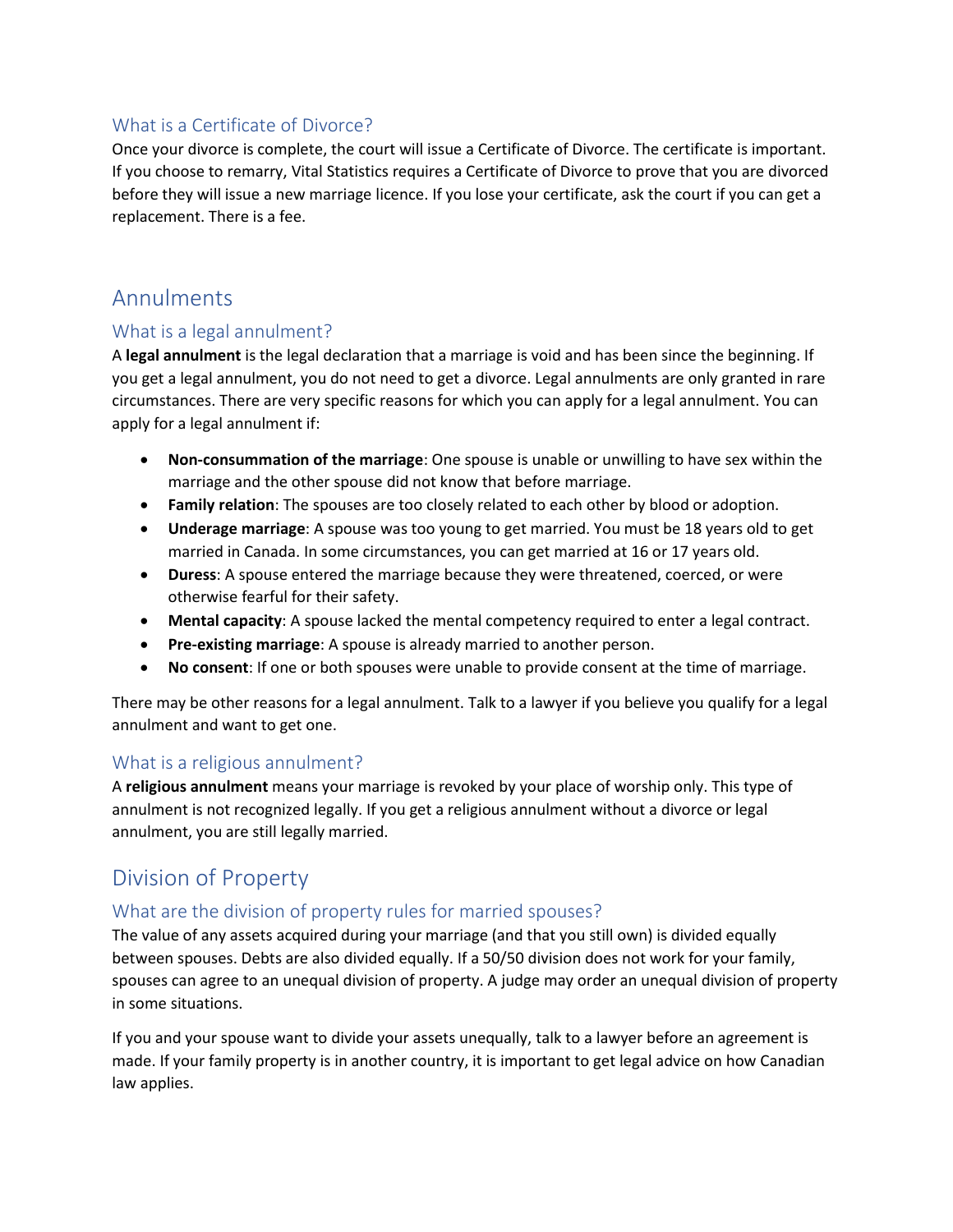### What is a Certificate of Divorce?

Once your divorce is complete, the court will issue a Certificate of Divorce. The certificate is important. If you choose to remarry, Vital Statistics requires a Certificate of Divorce to prove that you are divorced before they will issue a new marriage licence. If you lose your certificate, ask the court if you can get a replacement. There is a fee.

## Annulments

### What is a legal annulment?

A **legal annulment** is the legal declaration that a marriage is void and has been since the beginning. If you get a legal annulment, you do not need to get a divorce. Legal annulments are only granted in rare circumstances. There are very specific reasons for which you can apply for a legal annulment. You can apply for a legal annulment if:

- **Non-consummation of the marriage**: One spouse is unable or unwilling to have sex within the marriage and the other spouse did not know that before marriage.
- **Family relation**: The spouses are too closely related to each other by blood or adoption.
- **Underage marriage**: A spouse was too young to get married. You must be 18 years old to get married in Canada. In some circumstances, you can get married at 16 or 17 years old.
- **Duress**: A spouse entered the marriage because they were threatened, coerced, or were otherwise fearful for their safety.
- **Mental capacity**: A spouse lacked the mental competency required to enter a legal contract.
- **Pre-existing marriage**: A spouse is already married to another person.
- **No consent**: If one or both spouses were unable to provide consent at the time of marriage.

There may be other reasons for a legal annulment. Talk to a lawyer if you believe you qualify for a legal annulment and want to get one.

### What is a religious annulment?

A **religious annulment** means your marriage is revoked by your place of worship only. This type of annulment is not recognized legally. If you get a religious annulment without a divorce or legal annulment, you are still legally married.

## Division of Property

### What are the division of property rules for married spouses?

The value of any assets acquired during your marriage (and that you still own) is divided equally between spouses. Debts are also divided equally. If a 50/50 division does not work for your family, spouses can agree to an unequal division of property. A judge may order an unequal division of property in some situations.

If you and your spouse want to divide your assets unequally, talk to a lawyer before an agreement is made. If your family property is in another country, it is important to get legal advice on how Canadian law applies.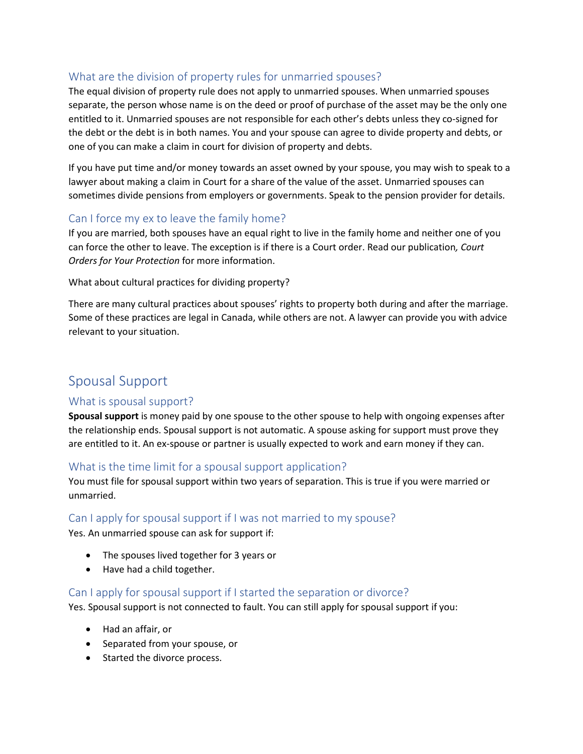### What are the division of property rules for unmarried spouses?

The equal division of property rule does not apply to unmarried spouses. When unmarried spouses separate, the person whose name is on the deed or proof of purchase of the asset may be the only one entitled to it. Unmarried spouses are not responsible for each other's debts unless they co-signed for the debt or the debt is in both names. You and your spouse can agree to divide property and debts, or one of you can make a claim in court for division of property and debts.

If you have put time and/or money towards an asset owned by your spouse, you may wish to speak to a lawyer about making a claim in Court for a share of the value of the asset. Unmarried spouses can sometimes divide pensions from employers or governments. Speak to the pension provider for details.

### Can I force my ex to leave the family home?

If you are married, both spouses have an equal right to live in the family home and neither one of you can force the other to leave. The exception is if there is a Court order. Read our publication*, Court Orders for Your Protection* for more information.

What about cultural practices for dividing property?

There are many cultural practices about spouses' rights to property both during and after the marriage. Some of these practices are legal in Canada, while others are not. A lawyer can provide you with advice relevant to your situation.

## Spousal Support

### What is spousal support?

**Spousal support** is money paid by one spouse to the other spouse to help with ongoing expenses after the relationship ends. Spousal support is not automatic. A spouse asking for support must prove they are entitled to it. An ex-spouse or partner is usually expected to work and earn money if they can.

### What is the time limit for a spousal support application?

You must file for spousal support within two years of separation. This is true if you were married or unmarried.

### Can I apply for spousal support if I was not married to my spouse?

Yes. An unmarried spouse can ask for support if:

- The spouses lived together for 3 years or
- Have had a child together.

### Can I apply for spousal support if I started the separation or divorce?

Yes. Spousal support is not connected to fault. You can still apply for spousal support if you:

- Had an affair, or
- Separated from your spouse, or
- Started the divorce process.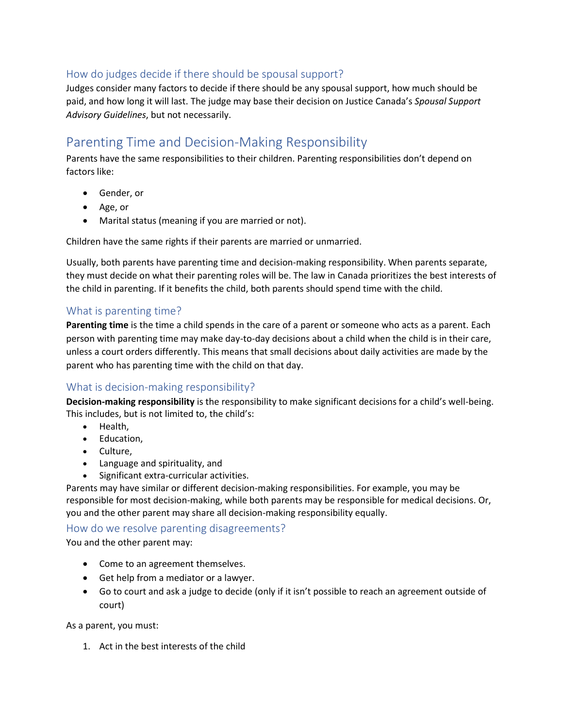### How do judges decide if there should be spousal support?

Judges consider many factors to decide if there should be any spousal support, how much should be paid, and how long it will last. The judge may base their decision on Justice Canada's *Spousal Support Advisory Guidelines*, but not necessarily.

## Parenting Time and Decision-Making Responsibility

Parents have the same responsibilities to their children. Parenting responsibilities don't depend on factors like:

- Gender, or
- Age, or
- Marital status (meaning if you are married or not).

Children have the same rights if their parents are married or unmarried.

Usually, both parents have parenting time and decision-making responsibility. When parents separate, they must decide on what their parenting roles will be. The law in Canada prioritizes the best interests of the child in parenting. If it benefits the child, both parents should spend time with the child.

### What is parenting time?

**Parenting time** is the time a child spends in the care of a parent or someone who acts as a parent. Each person with parenting time may make day-to-day decisions about a child when the child is in their care, unless a court orders differently. This means that small decisions about daily activities are made by the parent who has parenting time with the child on that day.

### What is decision-making responsibility?

**Decision-making responsibility** is the responsibility to make significant decisions for a child's well-being. This includes, but is not limited to, the child's:

- Health,
- Education,
- Culture,
- Language and spirituality, and
- Significant extra-curricular activities.

Parents may have similar or different decision-making responsibilities. For example, you may be responsible for most decision-making, while both parents may be responsible for medical decisions. Or, you and the other parent may share all decision-making responsibility equally.

### How do we resolve parenting disagreements?

You and the other parent may:

- Come to an agreement themselves.
- Get help from a mediator or a lawyer.
- Go to court and ask a judge to decide (only if it isn't possible to reach an agreement outside of court)

As a parent, you must:

1. Act in the best interests of the child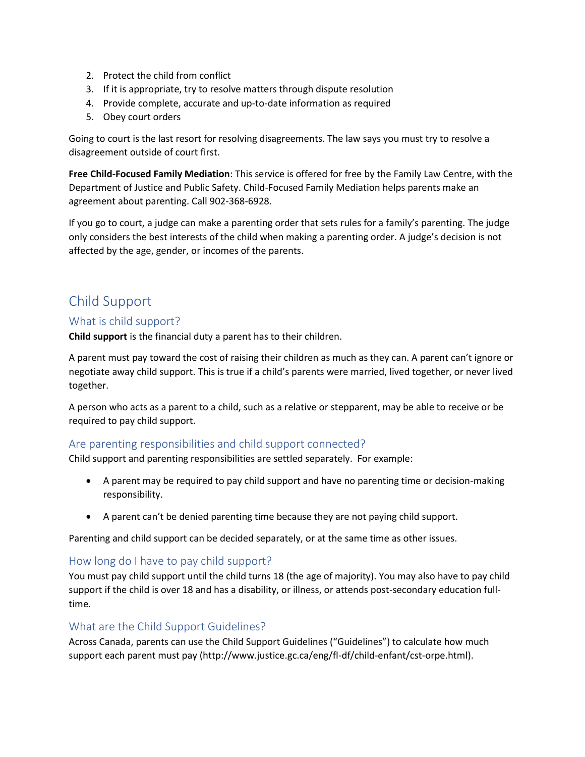2. Protect the child from conflict
3. If it is appropriate, try to resolve matters through dispute resolution
4. Provide complete, accurate and up-to-date information as required
5. Obey court orders

Going to court is the last resort for resolving disagreements. The law says you must try to resolve a disagreement outside of court first.

**Free Child-Focused Family Mediation**: This service is offered for free by the Family Law Centre, with the Department of Justice and Public Safety. Child-Focused Family Mediation helps parents make an agreement about parenting. Call 902-368-6928.

If you go to court, a judge can make a parenting order that sets rules for a family's parenting. The judge only considers the best interests of the child when making a parenting order. A judge's decision is not affected by the age, gender, or incomes of the parents.

## Child Support

### What is child support?

**Child support** is the financial duty a parent has to their children.

A parent must pay toward the cost of raising their children as much as they can. A parent can't ignore or negotiate away child support. This is true if a child's parents were married, lived together, or never lived together.

A person who acts as a parent to a child, such as a relative or stepparent, may be able to receive or be required to pay child support.

### Are parenting responsibilities and child support connected?

Child support and parenting responsibilities are settled separately. For example:

- A parent may be required to pay child support and have no parenting time or decision-making responsibility.
- A parent can't be denied parenting time because they are not paying child support.

Parenting and child support can be decided separately, or at the same time as other issues.

### How long do I have to pay child support?

You must pay child support until the child turns 18 (the age of majority). You may also have to pay child support if the child is over 18 and has a disability, or illness, or attends post-secondary education full-time.

### What are the Child Support Guidelines?

Across Canada, parents can use the Child Support Guidelines ("Guidelines") to calculate how much support each parent must pay (http://www.justice.gc.ca/eng/fl-df/child-enfant/cst-orpe.html).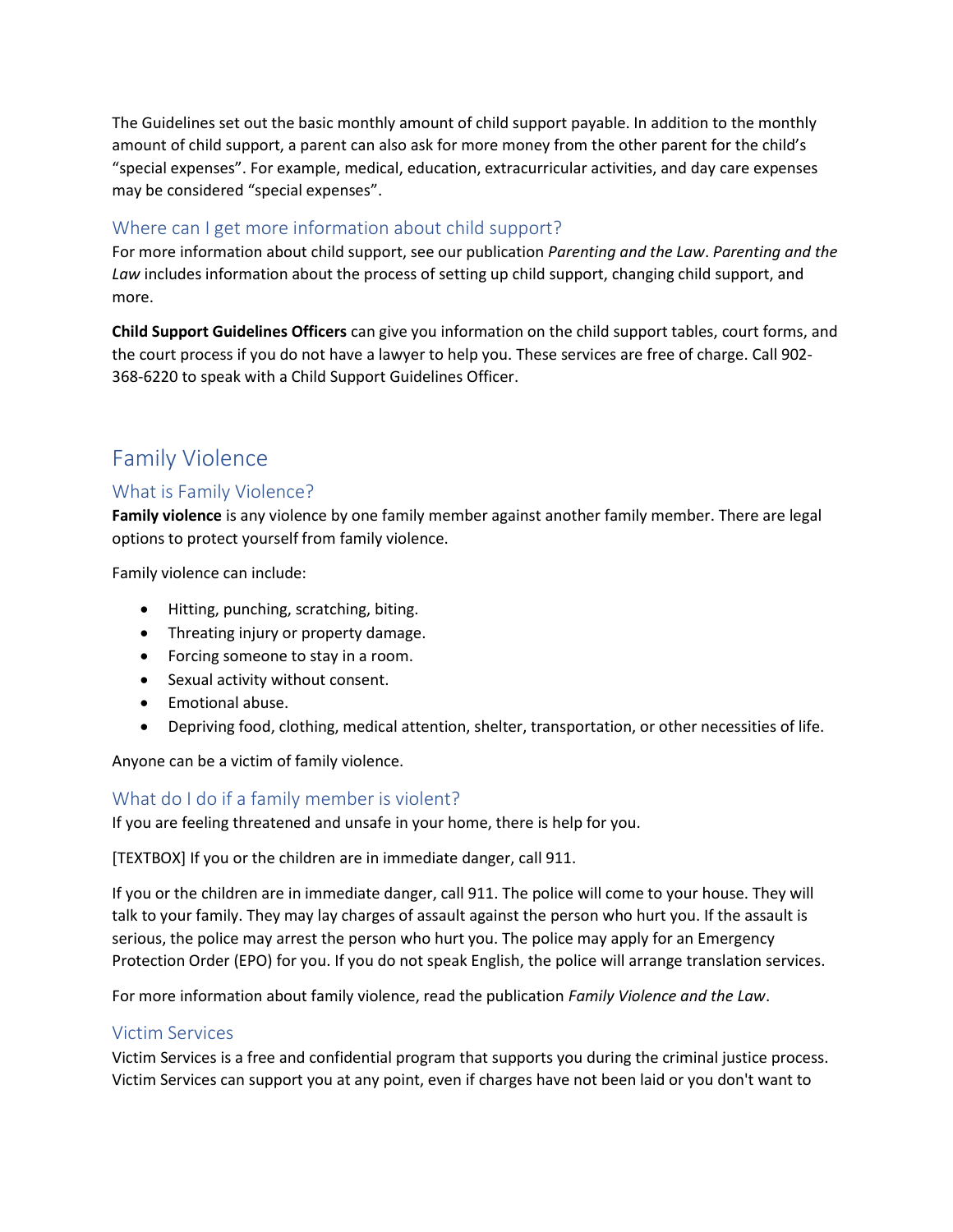The Guidelines set out the basic monthly amount of child support payable. In addition to the monthly amount of child support, a parent can also ask for more money from the other parent for the child's "special expenses". For example, medical, education, extracurricular activities, and day care expenses may be considered "special expenses".

### Where can I get more information about child support?

For more information about child support, see our publication *Parenting and the Law*. *Parenting and the Law* includes information about the process of setting up child support, changing child support, and more.

**Child Support Guidelines Officers** can give you information on the child support tables, court forms, and the court process if you do not have a lawyer to help you. These services are free of charge. Call 902-368-6220 to speak with a Child Support Guidelines Officer.

## Family Violence

### What is Family Violence?

**Family violence** is any violence by one family member against another family member. There are legal options to protect yourself from family violence.

Family violence can include:

- Hitting, punching, scratching, biting.
- Threating injury or property damage.
- Forcing someone to stay in a room.
- Sexual activity without consent.
- Emotional abuse.
- Depriving food, clothing, medical attention, shelter, transportation, or other necessities of life.

Anyone can be a victim of family violence.

### What do I do if a family member is violent?

If you are feeling threatened and unsafe in your home, there is help for you.

[TEXTBOX] If you or the children are in immediate danger, call 911.

If you or the children are in immediate danger, call 911. The police will come to your house. They will talk to your family. They may lay charges of assault against the person who hurt you. If the assault is serious, the police may arrest the person who hurt you. The police may apply for an Emergency Protection Order (EPO) for you. If you do not speak English, the police will arrange translation services.

For more information about family violence, read the publication *Family Violence and the Law*.

### Victim Services

Victim Services is a free and confidential program that supports you during the criminal justice process. Victim Services can support you at any point, even if charges have not been laid or you don't want to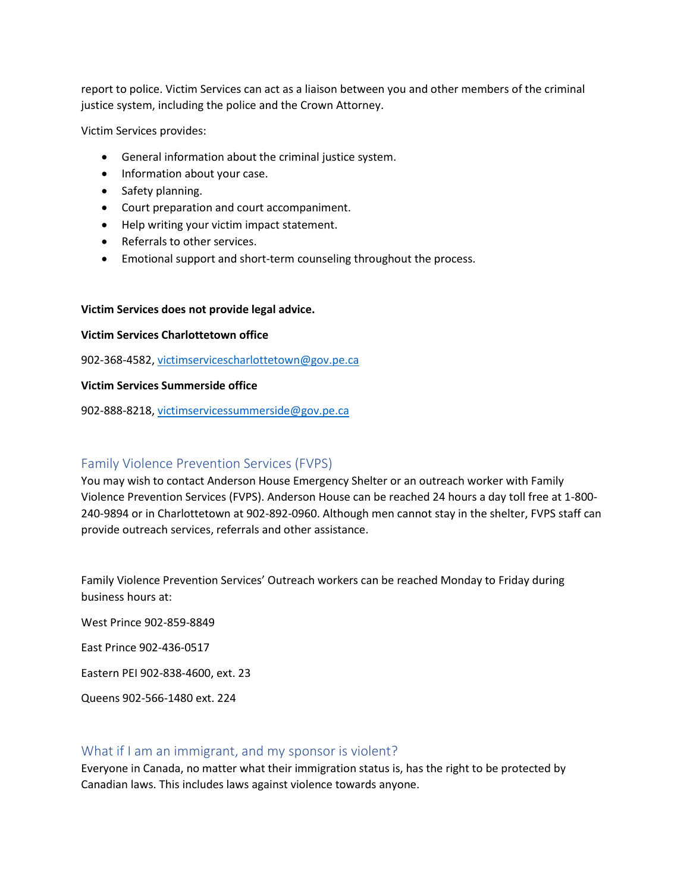report to police. Victim Services can act as a liaison between you and other members of the criminal justice system, including the police and the Crown Attorney.

Victim Services provides:

- General information about the criminal justice system.
- Information about your case.
- Safety planning.
- Court preparation and court accompaniment.
- Help writing your victim impact statement.
- Referrals to other services.
- Emotional support and short-term counseling throughout the process.

**Victim Services does not provide legal advice.**

**Victim Services Charlottetown office**

902-368-4582, victimservicescharlottetown@gov.pe.ca

**Victim Services Summerside office**

902-888-8218, victimservicessummerside@gov.pe.ca

## Family Violence Prevention Services (FVPS)

You may wish to contact Anderson House Emergency Shelter or an outreach worker with Family Violence Prevention Services (FVPS). Anderson House can be reached 24 hours a day toll free at 1-800-240-9894 or in Charlottetown at 902-892-0960. Although men cannot stay in the shelter, FVPS staff can provide outreach services, referrals and other assistance.

Family Violence Prevention Services' Outreach workers can be reached Monday to Friday during business hours at:

West Prince 902-859-8849

East Prince 902-436-0517

Eastern PEI 902-838-4600, ext. 23

Queens 902-566-1480 ext. 224

## What if I am an immigrant, and my sponsor is violent?

Everyone in Canada, no matter what their immigration status is, has the right to be protected by Canadian laws. This includes laws against violence towards anyone.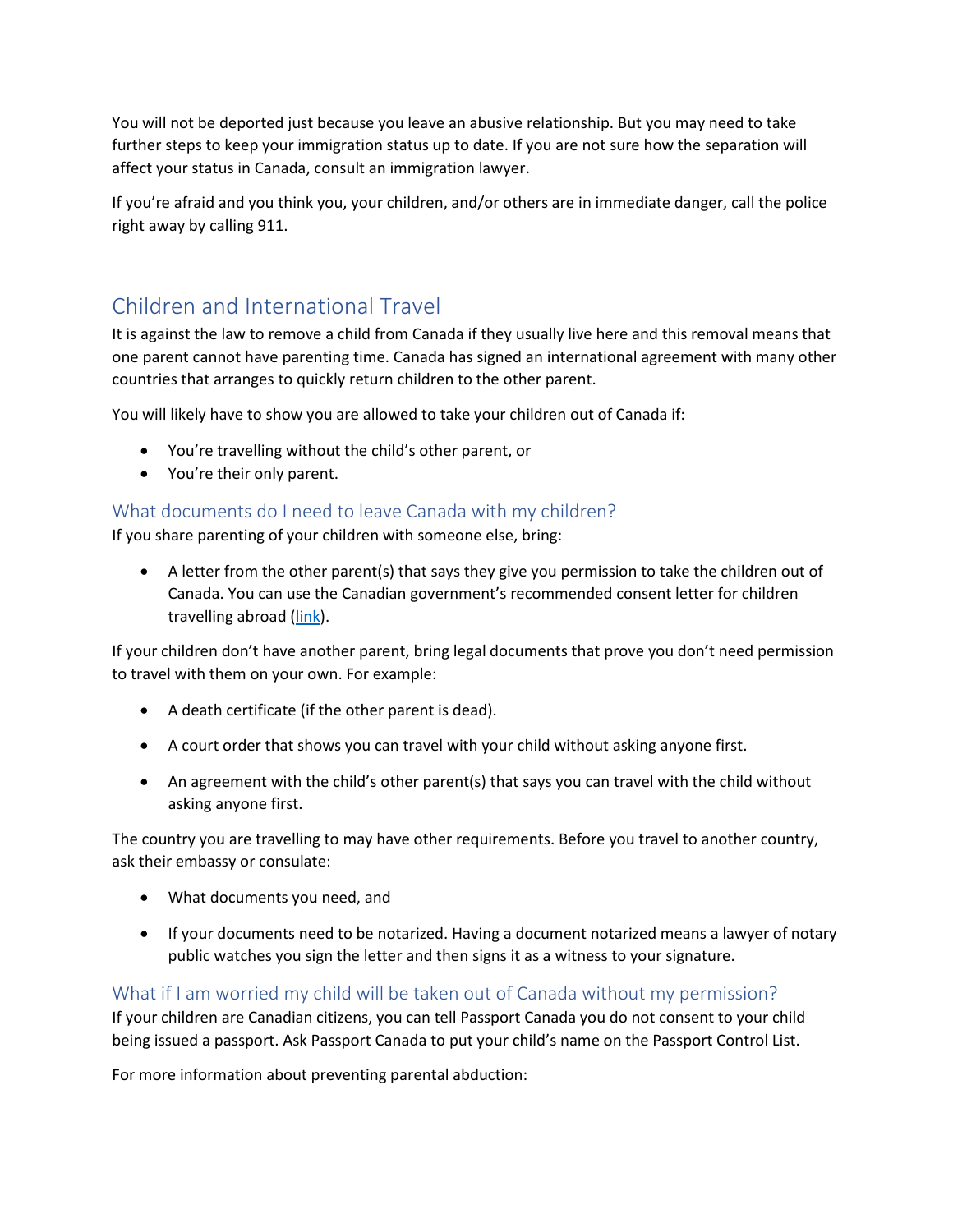You will not be deported just because you leave an abusive relationship. But you may need to take further steps to keep your immigration status up to date. If you are not sure how the separation will affect your status in Canada, consult an immigration lawyer.

If you're afraid and you think you, your children, and/or others are in immediate danger, call the police right away by calling 911.

## Children and International Travel

It is against the law to remove a child from Canada if they usually live here and this removal means that one parent cannot have parenting time. Canada has signed an international agreement with many other countries that arranges to quickly return children to the other parent.

You will likely have to show you are allowed to take your children out of Canada if:

- You're travelling without the child's other parent, or
- You're their only parent.

### What documents do I need to leave Canada with my children?

If you share parenting of your children with someone else, bring:

- A letter from the other parent(s) that says they give you permission to take the children out of Canada. You can use the Canadian government's recommended consent letter for children travelling abroad (link).

If your children don't have another parent, bring legal documents that prove you don't need permission to travel with them on your own. For example:

- A death certificate (if the other parent is dead).
- A court order that shows you can travel with your child without asking anyone first.
- An agreement with the child's other parent(s) that says you can travel with the child without asking anyone first.

The country you are travelling to may have other requirements. Before you travel to another country, ask their embassy or consulate:

- What documents you need, and
- If your documents need to be notarized. Having a document notarized means a lawyer of notary public watches you sign the letter and then signs it as a witness to your signature.

### What if I am worried my child will be taken out of Canada without my permission?

If your children are Canadian citizens, you can tell Passport Canada you do not consent to your child being issued a passport. Ask Passport Canada to put your child's name on the Passport Control List.

For more information about preventing parental abduction: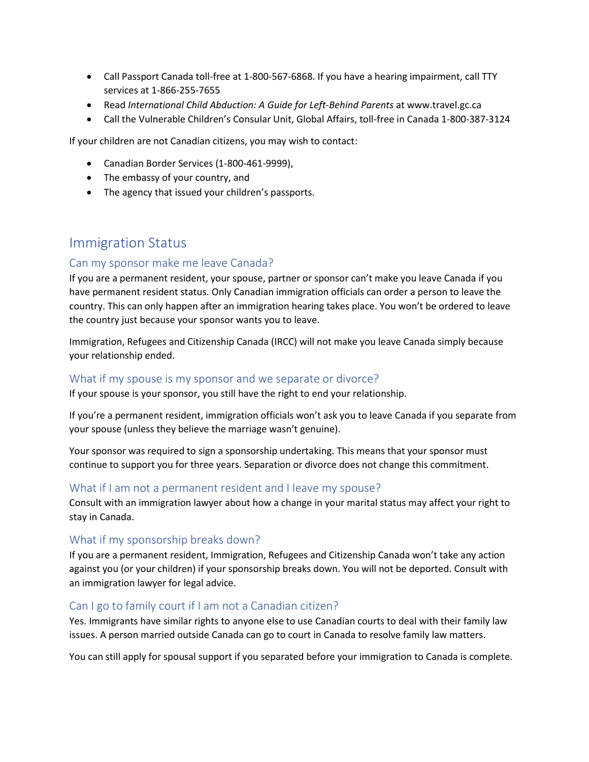- Call Passport Canada toll-free at 1-800-567-6868. If you have a hearing impairment, call TTY services at 1-866-255-7655
- Read *International Child Abduction: A Guide for Left-Behind Parents* at www.travel.gc.ca
- Call the Vulnerable Children's Consular Unit, Global Affairs, toll-free in Canada 1-800-387-3124

If your children are not Canadian citizens, you may wish to contact:

- Canadian Border Services (1-800-461-9999),
- The embassy of your country, and
- The agency that issued your children's passports.

## Immigration Status

### Can my sponsor make me leave Canada?

If you are a permanent resident, your spouse, partner or sponsor can't make you leave Canada if you have permanent resident status. Only Canadian immigration officials can order a person to leave the country. This can only happen after an immigration hearing takes place. You won't be ordered to leave the country just because your sponsor wants you to leave.

Immigration, Refugees and Citizenship Canada (IRCC) will not make you leave Canada simply because your relationship ended.

### What if my spouse is my sponsor and we separate or divorce?

If your spouse is your sponsor, you still have the right to end your relationship.

If you're a permanent resident, immigration officials won't ask you to leave Canada if you separate from your spouse (unless they believe the marriage wasn't genuine).

Your sponsor was required to sign a sponsorship undertaking. This means that your sponsor must continue to support you for three years. Separation or divorce does not change this commitment.

### What if I am not a permanent resident and I leave my spouse?

Consult with an immigration lawyer about how a change in your marital status may affect your right to stay in Canada.

### What if my sponsorship breaks down?

If you are a permanent resident, Immigration, Refugees and Citizenship Canada won't take any action against you (or your children) if your sponsorship breaks down. You will not be deported. Consult with an immigration lawyer for legal advice.

### Can I go to family court if I am not a Canadian citizen?

Yes. Immigrants have similar rights to anyone else to use Canadian courts to deal with their family law issues. A person married outside Canada can go to court in Canada to resolve family law matters.

You can still apply for spousal support if you separated before your immigration to Canada is complete.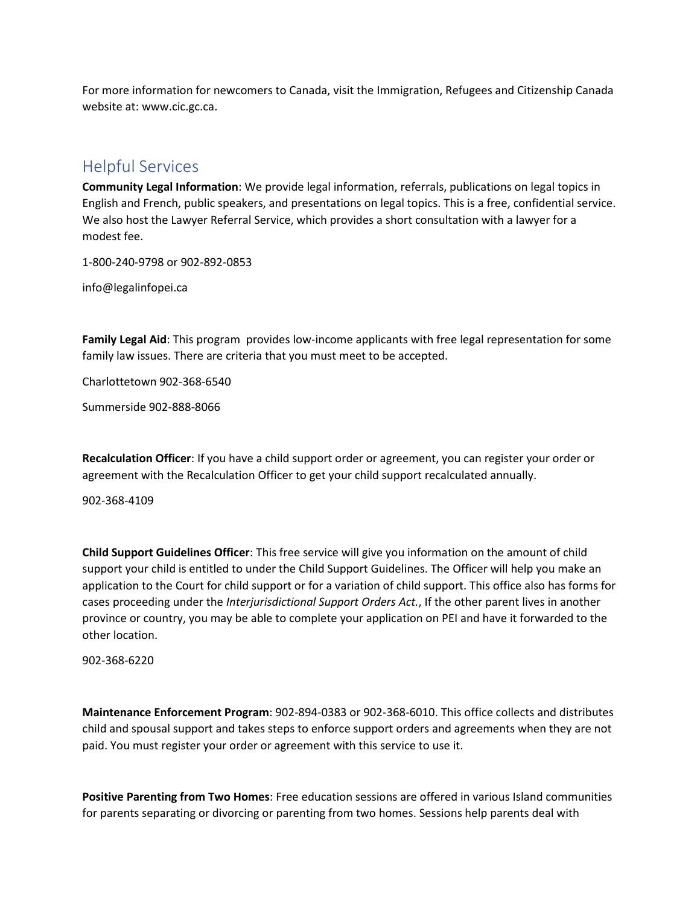For more information for newcomers to Canada, visit the Immigration, Refugees and Citizenship Canada website at: www.cic.gc.ca.

## Helpful Services

**Community Legal Information**: We provide legal information, referrals, publications on legal topics in English and French, public speakers, and presentations on legal topics. This is a free, confidential service. We also host the Lawyer Referral Service, which provides a short consultation with a lawyer for a modest fee.

1-800-240-9798 or 902-892-0853

info@legalinfopei.ca

**Family Legal Aid**: This program provides low-income applicants with free legal representation for some family law issues. There are criteria that you must meet to be accepted.

Charlottetown 902-368-6540

Summerside 902-888-8066

**Recalculation Officer**: If you have a child support order or agreement, you can register your order or agreement with the Recalculation Officer to get your child support recalculated annually.

902-368-4109

**Child Support Guidelines Officer**: This free service will give you information on the amount of child support your child is entitled to under the Child Support Guidelines. The Officer will help you make an application to the Court for child support or for a variation of child support. This office also has forms for cases proceeding under the *Interjurisdictional Support Orders Act.*, If the other parent lives in another province or country, you may be able to complete your application on PEI and have it forwarded to the other location.

902-368-6220

**Maintenance Enforcement Program**: 902-894-0383 or 902-368-6010. This office collects and distributes child and spousal support and takes steps to enforce support orders and agreements when they are not paid. You must register your order or agreement with this service to use it.

**Positive Parenting from Two Homes**: Free education sessions are offered in various Island communities for parents separating or divorcing or parenting from two homes. Sessions help parents deal with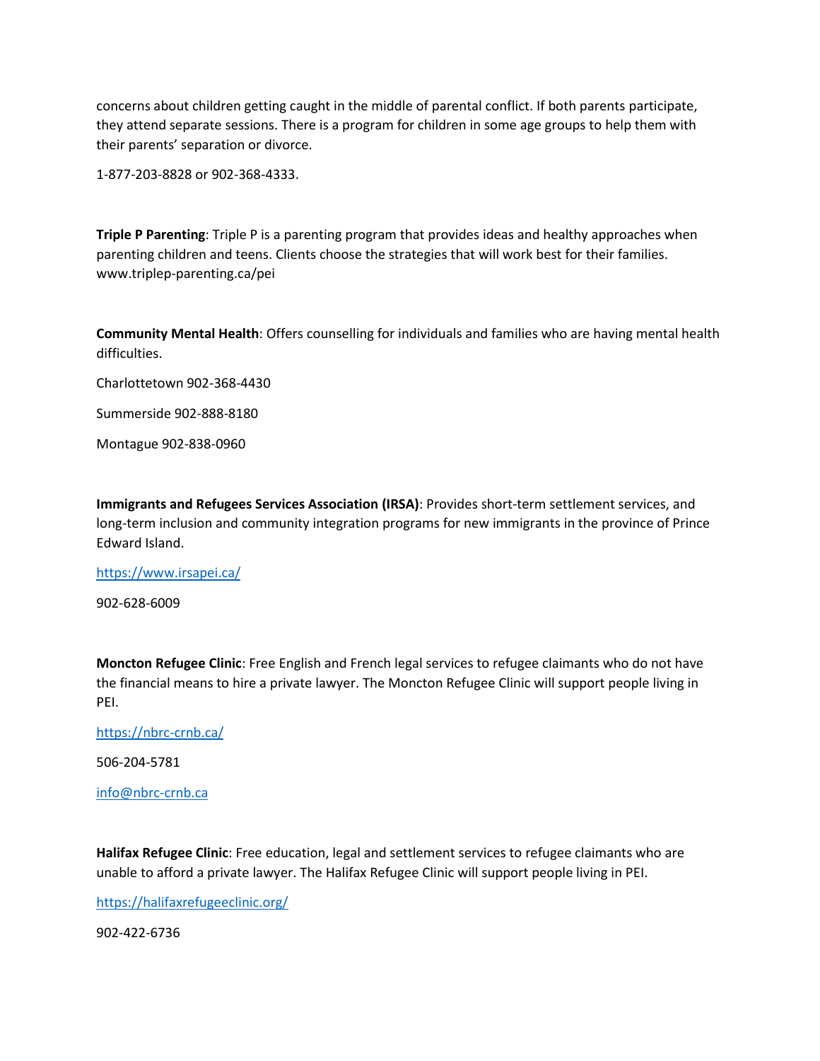concerns about children getting caught in the middle of parental conflict. If both parents participate, they attend separate sessions. There is a program for children in some age groups to help them with their parents' separation or divorce.

1-877-203-8828 or 902-368-4333.

**Triple P Parenting**: Triple P is a parenting program that provides ideas and healthy approaches when parenting children and teens. Clients choose the strategies that will work best for their families. www.triplep-parenting.ca/pei

**Community Mental Health**: Offers counselling for individuals and families who are having mental health difficulties.

Charlottetown 902-368-4430

Summerside 902-888-8180

Montague 902-838-0960

**Immigrants and Refugees Services Association (IRSA)**: Provides short-term settlement services, and long-term inclusion and community integration programs for new immigrants in the province of Prince Edward Island.

https://www.irsapei.ca/

902-628-6009

**Moncton Refugee Clinic**: Free English and French legal services to refugee claimants who do not have the financial means to hire a private lawyer. The Moncton Refugee Clinic will support people living in PEI.

https://nbrc-crnb.ca/

506-204-5781

info@nbrc-crnb.ca

**Halifax Refugee Clinic**: Free education, legal and settlement services to refugee claimants who are unable to afford a private lawyer. The Halifax Refugee Clinic will support people living in PEI.

https://halifaxrefugeeclinic.org/

902-422-6736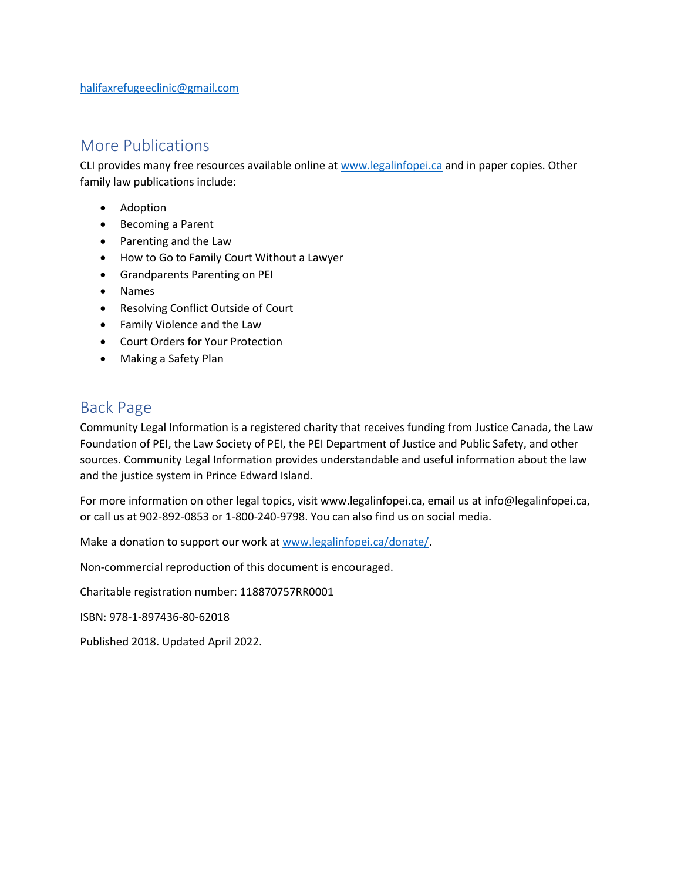halifaxrefugeeclinic@gmail.com

## More Publications

CLI provides many free resources available online at www.legalinfopei.ca and in paper copies. Other family law publications include:

- Adoption
- Becoming a Parent
- Parenting and the Law
- How to Go to Family Court Without a Lawyer
- Grandparents Parenting on PEI
- Names
- Resolving Conflict Outside of Court
- Family Violence and the Law
- Court Orders for Your Protection
- Making a Safety Plan

## Back Page

Community Legal Information is a registered charity that receives funding from Justice Canada, the Law Foundation of PEI, the Law Society of PEI, the PEI Department of Justice and Public Safety, and other sources. Community Legal Information provides understandable and useful information about the law and the justice system in Prince Edward Island.

For more information on other legal topics, visit www.legalinfopei.ca, email us at info@legalinfopei.ca, or call us at 902-892-0853 or 1-800-240-9798. You can also find us on social media.

Make a donation to support our work at www.legalinfopei.ca/donate/.

Non-commercial reproduction of this document is encouraged.

Charitable registration number: 118870757RR0001

ISBN: 978-1-897436-80-62018

Published 2018. Updated April 2022.